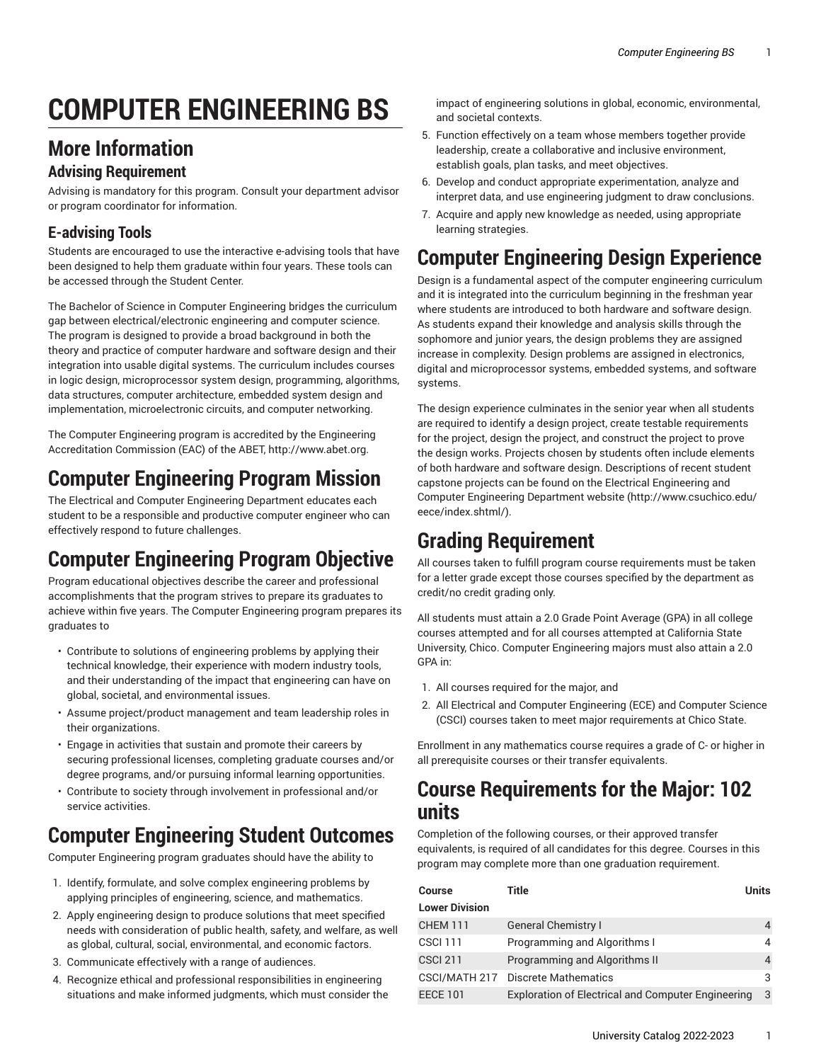# COMPUTER ENGINEERING BS

## More Information

### Advising Requirement

Advising is mandatory for this program. Consult your department advisor or program coordinator for information.

### E-advising Tools

Students are encouraged to use the interactive e-advising tools that have been designed to help them graduate within four years. These tools can be accessed through the Student Center.

The Bachelor of Science in Computer Engineering bridges the curriculum gap between electrical/electronic engineering and computer science. The program is designed to provide a broad background in both the theory and practice of computer hardware and software design and their integration into usable digital systems. The curriculum includes courses in logic design, microprocessor system design, programming, algorithms, data structures, computer architecture, embedded system design and implementation, microelectronic circuits, and computer networking.

The Computer Engineering program is accredited by the Engineering Accreditation Commission (EAC) of the ABET, http://www.abet.org.

## Computer Engineering Program Mission

The Electrical and Computer Engineering Department educates each student to be a responsible and productive computer engineer who can effectively respond to future challenges.

## Computer Engineering Program Objective

Program educational objectives describe the career and professional accomplishments that the program strives to prepare its graduates to achieve within five years. The Computer Engineering program prepares its graduates to

- Contribute to solutions of engineering problems by applying their technical knowledge, their experience with modern industry tools, and their understanding of the impact that engineering can have on global, societal, and environmental issues.
- Assume project/product management and team leadership roles in their organizations.
- Engage in activities that sustain and promote their careers by securing professional licenses, completing graduate courses and/or degree programs, and/or pursuing informal learning opportunities.
- Contribute to society through involvement in professional and/or service activities.

## Computer Engineering Student Outcomes

Computer Engineering program graduates should have the ability to

1. Identify, formulate, and solve complex engineering problems by applying principles of engineering, science, and mathematics.
2. Apply engineering design to produce solutions that meet specified needs with consideration of public health, safety, and welfare, as well as global, cultural, social, environmental, and economic factors.
3. Communicate effectively with a range of audiences.
4. Recognize ethical and professional responsibilities in engineering situations and make informed judgments, which must consider the impact of engineering solutions in global, economic, environmental, and societal contexts.
5. Function effectively on a team whose members together provide leadership, create a collaborative and inclusive environment, establish goals, plan tasks, and meet objectives.
6. Develop and conduct appropriate experimentation, analyze and interpret data, and use engineering judgment to draw conclusions.
7. Acquire and apply new knowledge as needed, using appropriate learning strategies.

## Computer Engineering Design Experience

Design is a fundamental aspect of the computer engineering curriculum and it is integrated into the curriculum beginning in the freshman year where students are introduced to both hardware and software design. As students expand their knowledge and analysis skills through the sophomore and junior years, the design problems they are assigned increase in complexity. Design problems are assigned in electronics, digital and microprocessor systems, embedded systems, and software systems.

The design experience culminates in the senior year when all students are required to identify a design project, create testable requirements for the project, design the project, and construct the project to prove the design works. Projects chosen by students often include elements of both hardware and software design. Descriptions of recent student capstone projects can be found on the Electrical Engineering and Computer Engineering Department website (http://www.csuchico.edu/eece/index.shtml/).

## Grading Requirement

All courses taken to fulfill program course requirements must be taken for a letter grade except those courses specified by the department as credit/no credit grading only.

All students must attain a 2.0 Grade Point Average (GPA) in all college courses attempted and for all courses attempted at California State University, Chico. Computer Engineering majors must also attain a 2.0 GPA in:

1. All courses required for the major, and
2. All Electrical and Computer Engineering (ECE) and Computer Science (CSCI) courses taken to meet major requirements at Chico State.

Enrollment in any mathematics course requires a grade of C- or higher in all prerequisite courses or their transfer equivalents.

## Course Requirements for the Major: 102 units

Completion of the following courses, or their approved transfer equivalents, is required of all candidates for this degree. Courses in this program may complete more than one graduation requirement.

| Course | Title | Units |
|---|---|---|
| **Lower Division** | | |
| CHEM 111 | General Chemistry I | 4 |
| CSCI 111 | Programming and Algorithms I | 4 |
| CSCI 211 | Programming and Algorithms II | 4 |
| CSCI/MATH 217 | Discrete Mathematics | 3 |
| EECE 101 | Exploration of Electrical and Computer Engineering | 3 |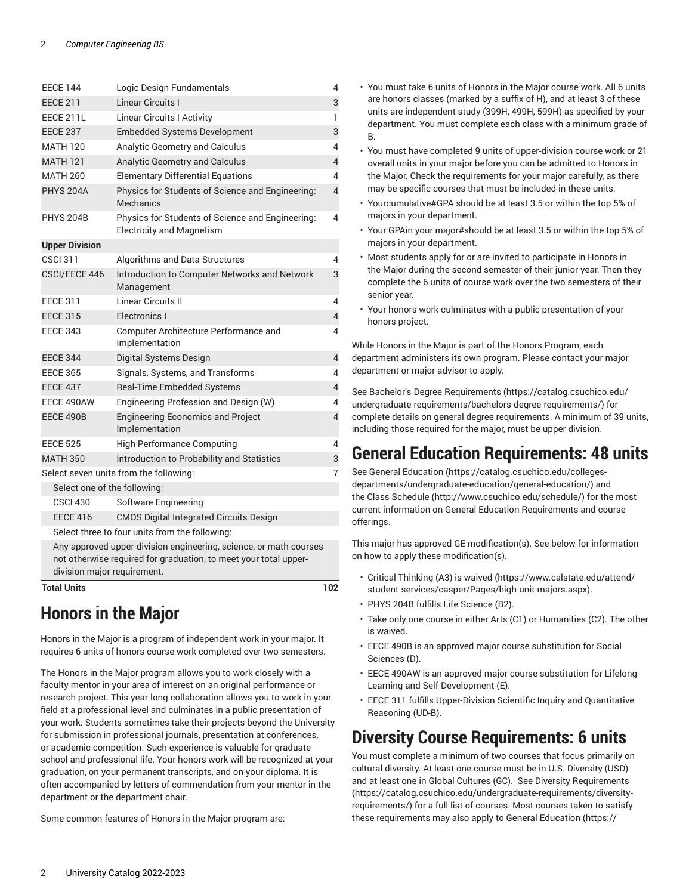| | | |
|---|---|---|
| EECE 144 | Logic Design Fundamentals | 4 |
| EECE 211 | Linear Circuits I | 3 |
| EECE 211L | Linear Circuits I Activity | 1 |
| EECE 237 | Embedded Systems Development | 3 |
| MATH 120 | Analytic Geometry and Calculus | 4 |
| MATH 121 | Analytic Geometry and Calculus | 4 |
| MATH 260 | Elementary Differential Equations | 4 |
| PHYS 204A | Physics for Students of Science and Engineering: Mechanics | 4 |
| PHYS 204B | Physics for Students of Science and Engineering: Electricity and Magnetism | 4 |
| **Upper Division** | | |
| CSCI 311 | Algorithms and Data Structures | 4 |
| CSCI/EECE 446 | Introduction to Computer Networks and Network Management | 3 |
| EECE 311 | Linear Circuits II | 4 |
| EECE 315 | Electronics I | 4 |
| EECE 343 | Computer Architecture Performance and Implementation | 4 |
| EECE 344 | Digital Systems Design | 4 |
| EECE 365 | Signals, Systems, and Transforms | 4 |
| EECE 437 | Real-Time Embedded Systems | 4 |
| EECE 490AW | Engineering Profession and Design (W) | 4 |
| EECE 490B | Engineering Economics and Project Implementation | 4 |
| EECE 525 | High Performance Computing | 4 |
| MATH 350 | Introduction to Probability and Statistics | 3 |
| Select seven units from the following: | | 7 |
| Select one of the following: | | |
| CSCI 430 | Software Engineering | |
| EECE 416 | CMOS Digital Integrated Circuits Design | |
| Select three to four units from the following: | | |
| Any approved upper-division engineering, science, or math courses not otherwise required for graduation, to meet your total upper-division major requirement. | | |
| **Total Units** | | **102** |

## Honors in the Major

Honors in the Major is a program of independent work in your major. It requires 6 units of honors course work completed over two semesters.

The Honors in the Major program allows you to work closely with a faculty mentor in your area of interest on an original performance or research project. This year-long collaboration allows you to work in your field at a professional level and culminates in a public presentation of your work. Students sometimes take their projects beyond the University for submission in professional journals, presentation at conferences, or academic competition. Such experience is valuable for graduate school and professional life. Your honors work will be recognized at your graduation, on your permanent transcripts, and on your diploma. It is often accompanied by letters of commendation from your mentor in the department or the department chair.

Some common features of Honors in the Major program are:

- You must take 6 units of Honors in the Major course work. All 6 units are honors classes (marked by a suffix of H), and at least 3 of these units are independent study (399H, 499H, 599H) as specified by your department. You must complete each class with a minimum grade of B.
- You must have completed 9 units of upper-division course work or 21 overall units in your major before you can be admitted to Honors in the Major. Check the requirements for your major carefully, as there may be specific courses that must be included in these units.
- Yourcumulative#GPA should be at least 3.5 or within the top 5% of majors in your department.
- Your GPAin your major#should be at least 3.5 or within the top 5% of majors in your department.
- Most students apply for or are invited to participate in Honors in the Major during the second semester of their junior year. Then they complete the 6 units of course work over the two semesters of their senior year.
- Your honors work culminates with a public presentation of your honors project.

While Honors in the Major is part of the Honors Program, each department administers its own program. Please contact your major department or major advisor to apply.

See Bachelor's Degree Requirements (https://catalog.csuchico.edu/undergraduate-requirements/bachelors-degree-requirements/) for complete details on general degree requirements. A minimum of 39 units, including those required for the major, must be upper division.

## General Education Requirements: 48 units

See General Education (https://catalog.csuchico.edu/colleges-departments/undergraduate-education/general-education/) and the Class Schedule (http://www.csuchico.edu/schedule/) for the most current information on General Education Requirements and course offerings.

This major has approved GE modification(s). See below for information on how to apply these modification(s).

- Critical Thinking (A3) is waived (https://www.calstate.edu/attend/student-services/casper/Pages/high-unit-majors.aspx).
- PHYS 204B fulfills Life Science (B2).
- Take only one course in either Arts (C1) or Humanities (C2). The other is waived.
- EECE 490B is an approved major course substitution for Social Sciences (D).
- EECE 490AW is an approved major course substitution for Lifelong Learning and Self-Development (E).
- EECE 311 fulfills Upper-Division Scientific Inquiry and Quantitative Reasoning (UD-B).

## Diversity Course Requirements: 6 units

You must complete a minimum of two courses that focus primarily on cultural diversity. At least one course must be in U.S. Diversity (USD) and at least one in Global Cultures (GC). See Diversity Requirements (https://catalog.csuchico.edu/undergraduate-requirements/diversity-requirements/) for a full list of courses. Most courses taken to satisfy these requirements may also apply to General Education (https://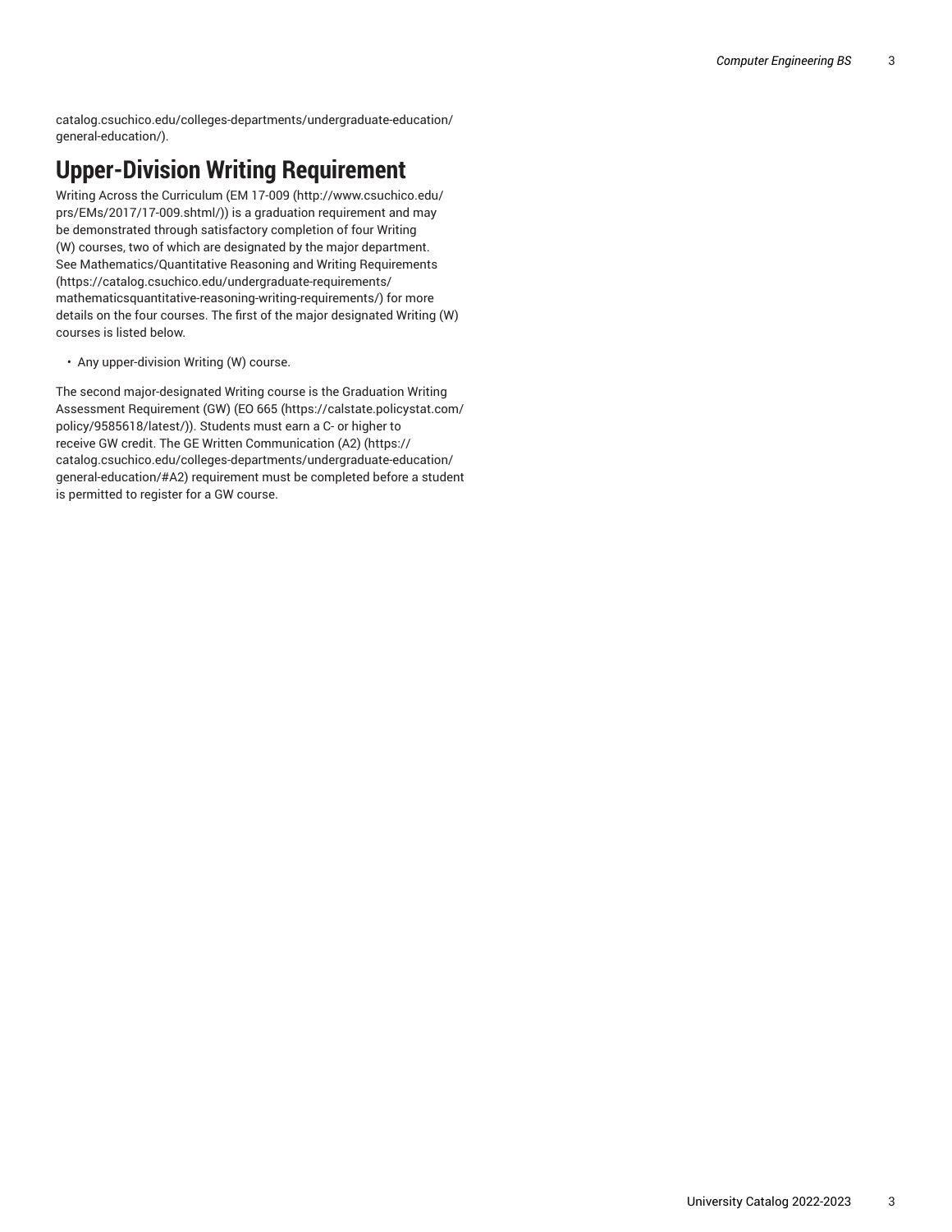catalog.csuchico.edu/colleges-departments/undergraduate-education/general-education/).

## Upper-Division Writing Requirement

Writing Across the Curriculum (EM 17-009 (http://www.csuchico.edu/prs/EMs/2017/17-009.shtml/)) is a graduation requirement and may be demonstrated through satisfactory completion of four Writing (W) courses, two of which are designated by the major department. See Mathematics/Quantitative Reasoning and Writing Requirements (https://catalog.csuchico.edu/undergraduate-requirements/mathematicsquantitative-reasoning-writing-requirements/) for more details on the four courses. The first of the major designated Writing (W) courses is listed below.

- Any upper-division Writing (W) course.

The second major-designated Writing course is the Graduation Writing Assessment Requirement (GW) (EO 665 (https://calstate.policystat.com/policy/9585618/latest/)). Students must earn a C- or higher to receive GW credit. The GE Written Communication (A2) (https://catalog.csuchico.edu/colleges-departments/undergraduate-education/general-education/#A2) requirement must be completed before a student is permitted to register for a GW course.